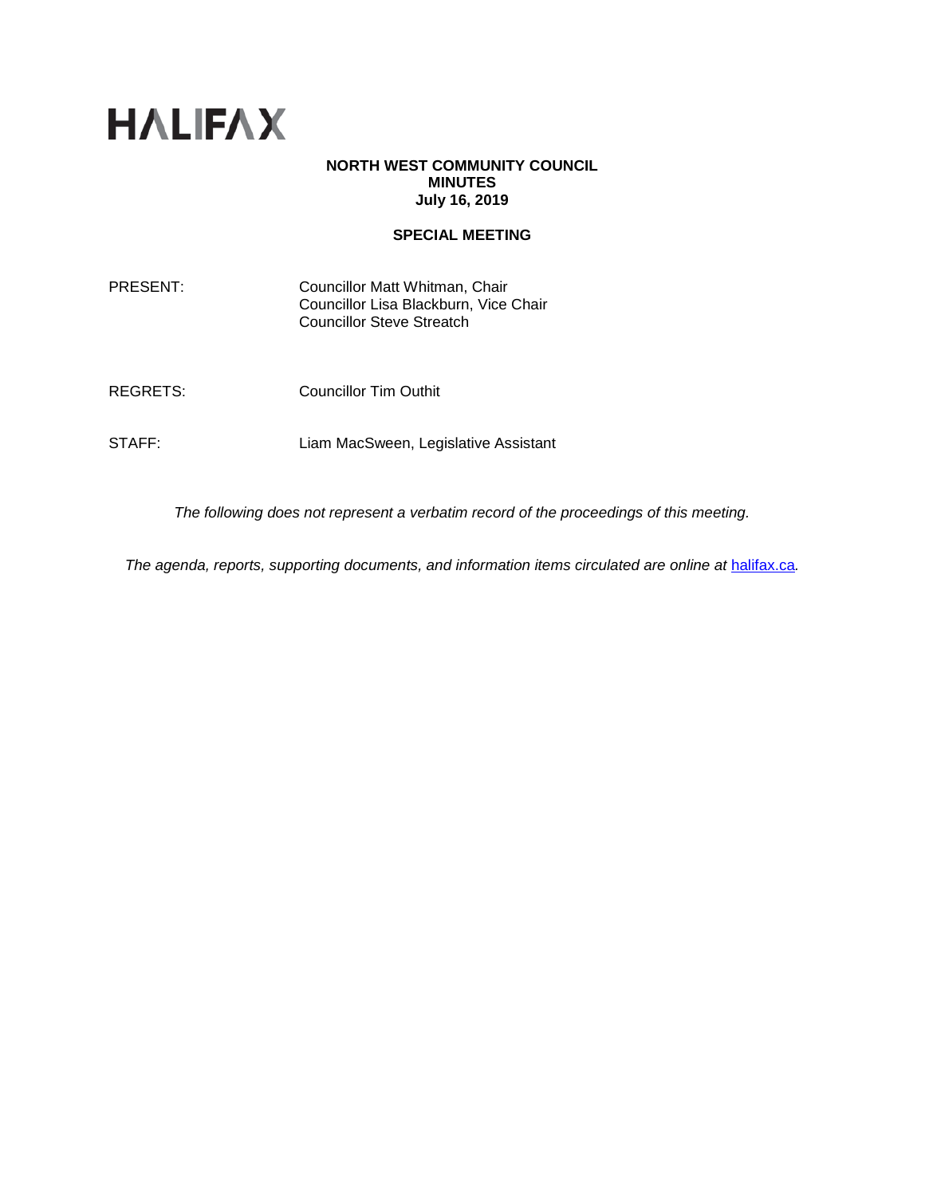# HALIFAX

**NORTH WEST COMMUNITY COUNCIL**
**MINUTES**
**July 16, 2019**

**SPECIAL MEETING**

PRESENT: Councillor Matt Whitman, Chair
Councillor Lisa Blackburn, Vice Chair
Councillor Steve Streatch

REGRETS: Councillor Tim Outhit

STAFF: Liam MacSween, Legislative Assistant

*The following does not represent a verbatim record of the proceedings of this meeting.*

*The agenda, reports, supporting documents, and information items circulated are online at* [halifax.ca](halifax.ca)*.*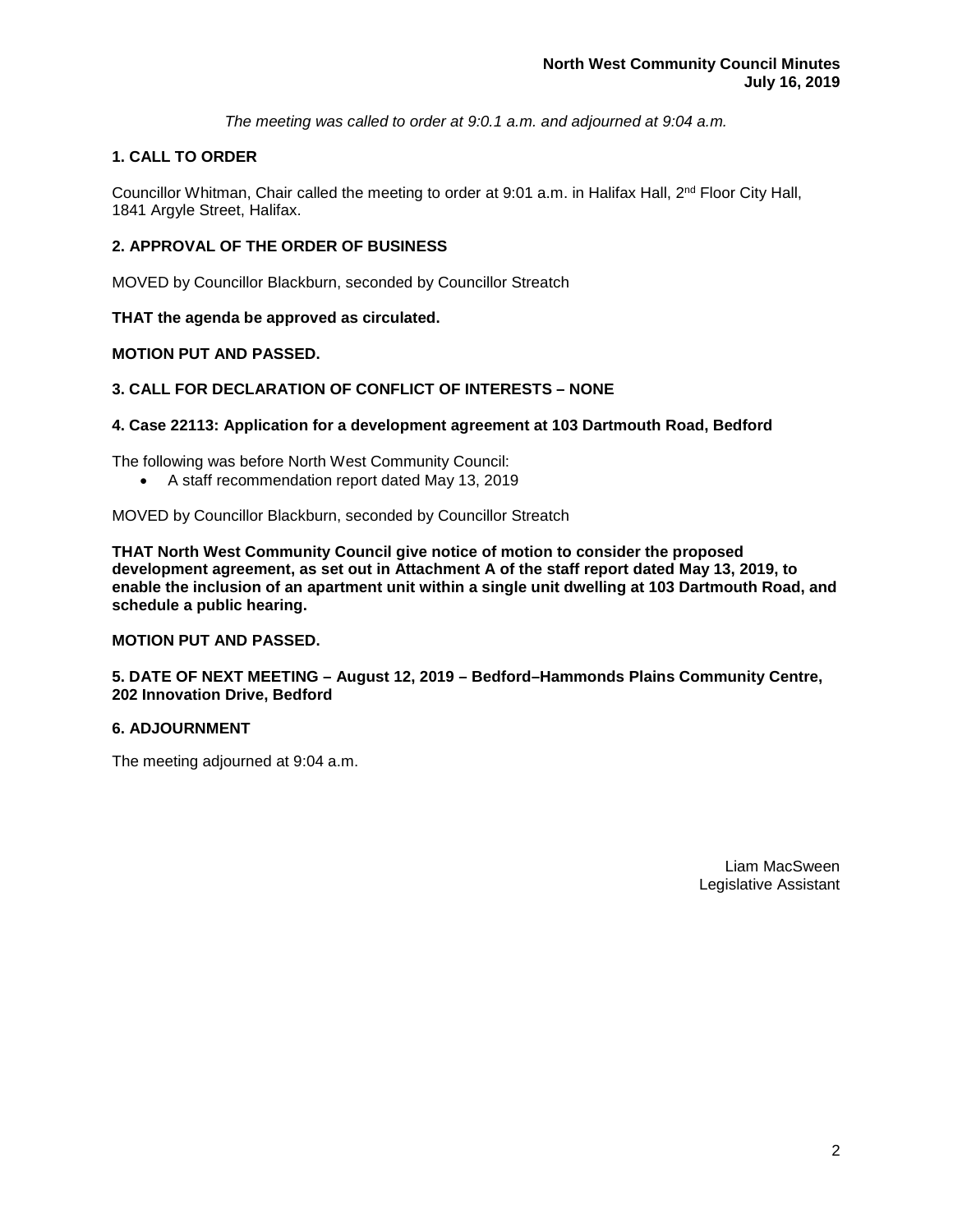*The meeting was called to order at 9:0.1 a.m. and adjourned at 9:04 a.m.*

## 1. CALL TO ORDER

Councillor Whitman, Chair called the meeting to order at 9:01 a.m. in Halifax Hall, 2nd Floor City Hall, 1841 Argyle Street, Halifax.

## 2. APPROVAL OF THE ORDER OF BUSINESS

MOVED by Councillor Blackburn, seconded by Councillor Streatch

**THAT the agenda be approved as circulated.**

**MOTION PUT AND PASSED.**

## 3. CALL FOR DECLARATION OF CONFLICT OF INTERESTS – NONE

## 4. Case 22113: Application for a development agreement at 103 Dartmouth Road, Bedford

The following was before North West Community Council:

- A staff recommendation report dated May 13, 2019

MOVED by Councillor Blackburn, seconded by Councillor Streatch

**THAT North West Community Council give notice of motion to consider the proposed development agreement, as set out in Attachment A of the staff report dated May 13, 2019, to enable the inclusion of an apartment unit within a single unit dwelling at 103 Dartmouth Road, and schedule a public hearing.**

**MOTION PUT AND PASSED.**

## 5. DATE OF NEXT MEETING – August 12, 2019 – Bedford–Hammonds Plains Community Centre, 202 Innovation Drive, Bedford

## 6. ADJOURNMENT

The meeting adjourned at 9:04 a.m.

Liam MacSween
Legislative Assistant